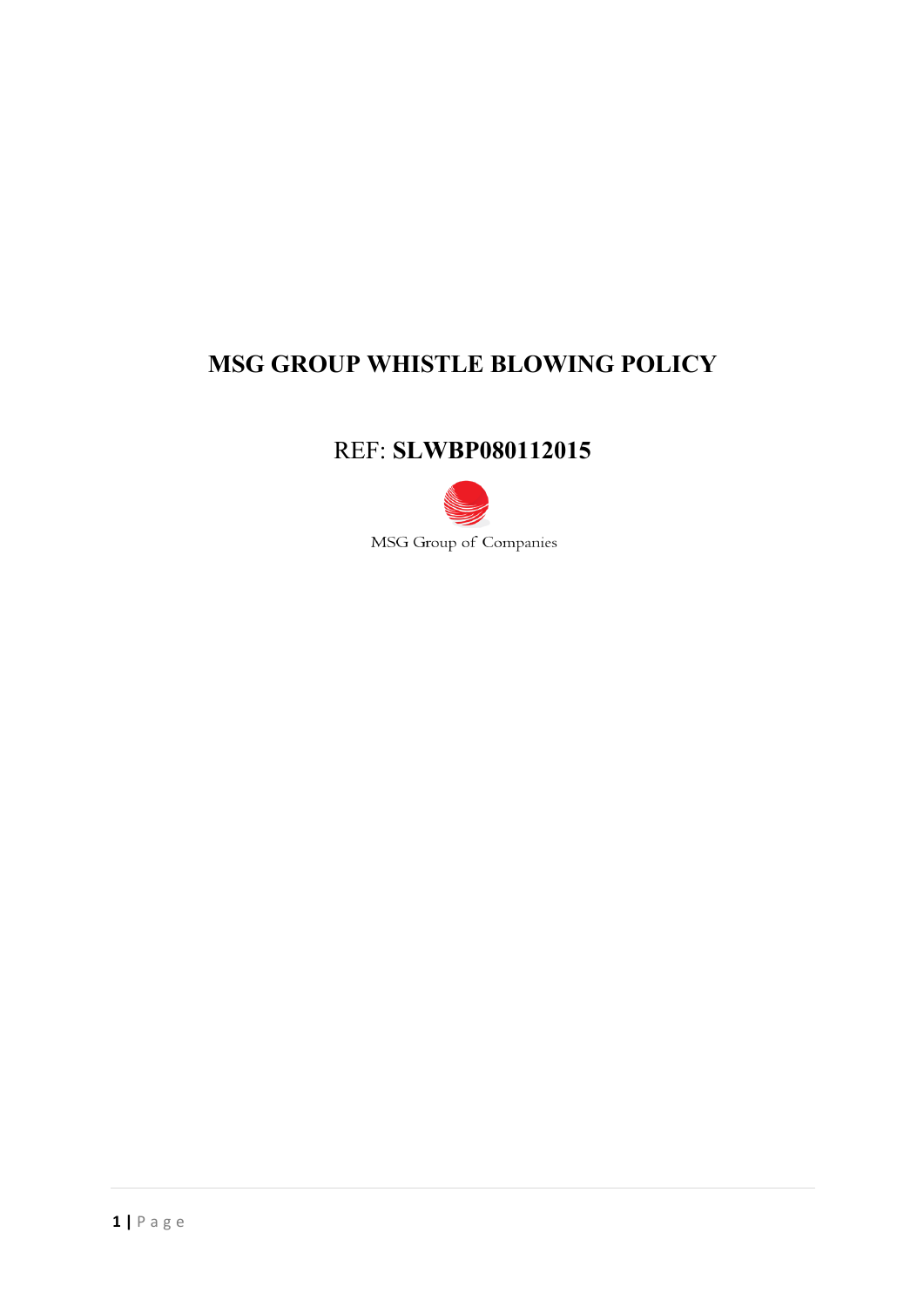# MSG GROUP WHISTLE BLOWING POLICY

REF: **SLWBP080112015**

MSG Group of Companies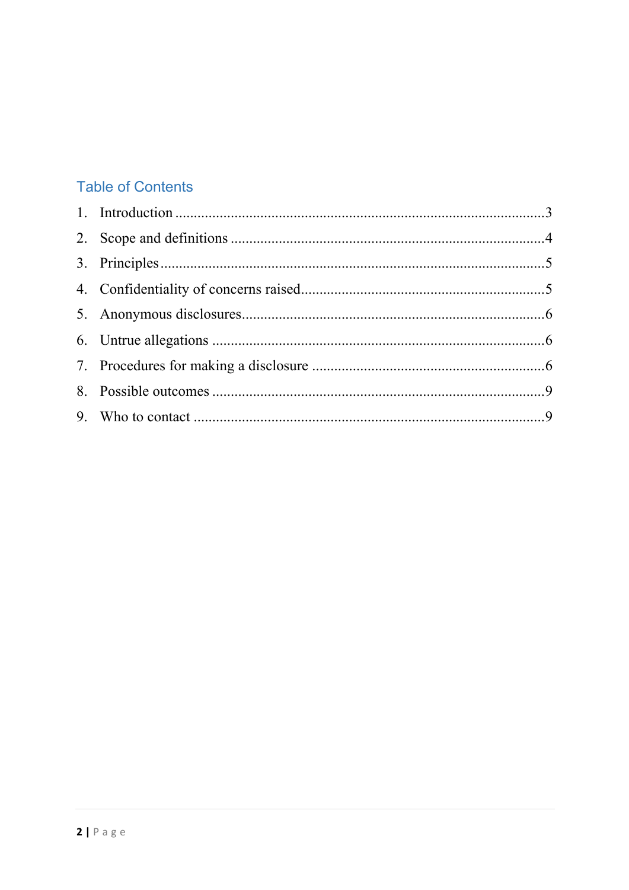## Table of Contents

1. Introduction ........................................................................................................ 3
2. Scope and definitions ......................................................................................... 4
3. Principles ........................................................................................................... 5
4. Confidentiality of concerns raised ..................................................................... 5
5. Anonymous disclosures ...................................................................................... 6
6. Untrue allegations .............................................................................................. 6
7. Procedures for making a disclosure ................................................................... 6
8. Possible outcomes .............................................................................................. 9
9. Who to contact ................................................................................................... 9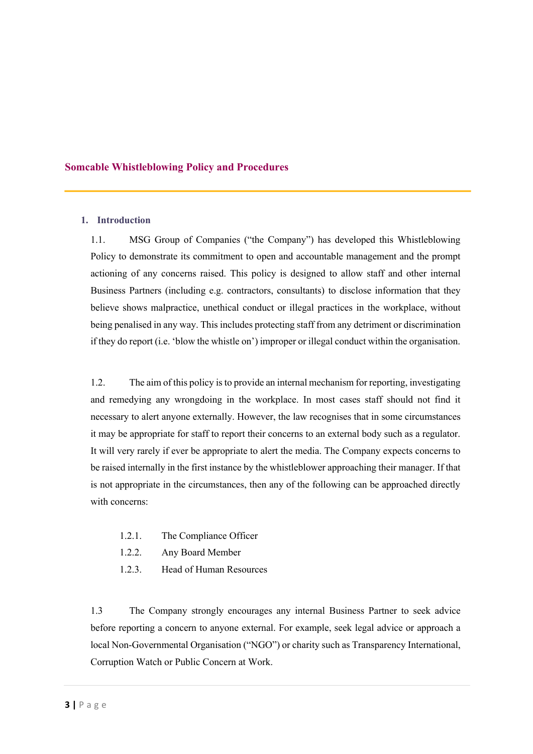# Somcable Whistleblowing Policy and Procedures

## 1. Introduction

1.1. MSG Group of Companies ("the Company") has developed this Whistleblowing Policy to demonstrate its commitment to open and accountable management and the prompt actioning of any concerns raised. This policy is designed to allow staff and other internal Business Partners (including e.g. contractors, consultants) to disclose information that they believe shows malpractice, unethical conduct or illegal practices in the workplace, without being penalised in any way. This includes protecting staff from any detriment or discrimination if they do report (i.e. 'blow the whistle on') improper or illegal conduct within the organisation.

1.2. The aim of this policy is to provide an internal mechanism for reporting, investigating and remedying any wrongdoing in the workplace. In most cases staff should not find it necessary to alert anyone externally. However, the law recognises that in some circumstances it may be appropriate for staff to report their concerns to an external body such as a regulator. It will very rarely if ever be appropriate to alert the media. The Company expects concerns to be raised internally in the first instance by the whistleblower approaching their manager. If that is not appropriate in the circumstances, then any of the following can be approached directly with concerns:

- 1.2.1. The Compliance Officer
- 1.2.2. Any Board Member
- 1.2.3. Head of Human Resources

1.3 The Company strongly encourages any internal Business Partner to seek advice before reporting a concern to anyone external. For example, seek legal advice or approach a local Non-Governmental Organisation ("NGO") or charity such as Transparency International, Corruption Watch or Public Concern at Work.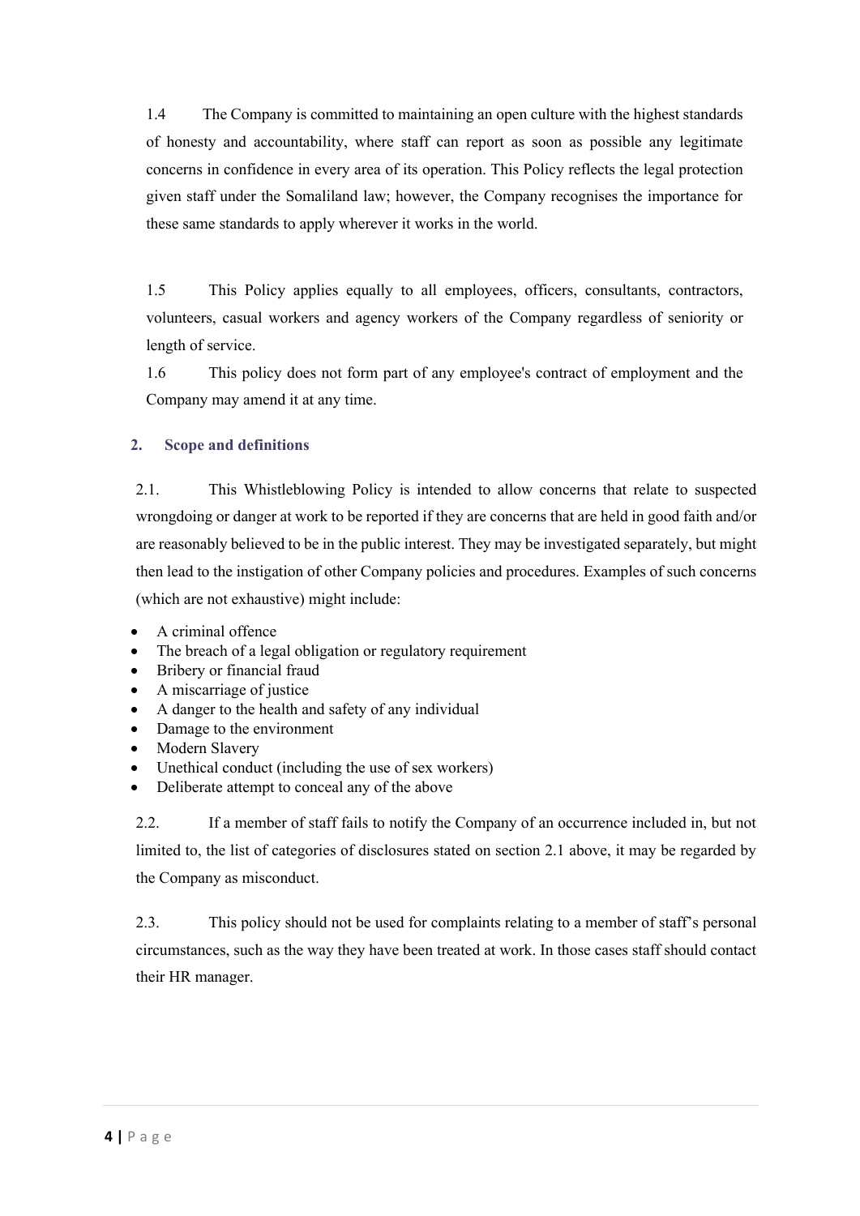1.4 The Company is committed to maintaining an open culture with the highest standards of honesty and accountability, where staff can report as soon as possible any legitimate concerns in confidence in every area of its operation. This Policy reflects the legal protection given staff under the Somaliland law; however, the Company recognises the importance for these same standards to apply wherever it works in the world.

1.5 This Policy applies equally to all employees, officers, consultants, contractors, volunteers, casual workers and agency workers of the Company regardless of seniority or length of service.

1.6 This policy does not form part of any employee's contract of employment and the Company may amend it at any time.

## 2. Scope and definitions

2.1. This Whistleblowing Policy is intended to allow concerns that relate to suspected wrongdoing or danger at work to be reported if they are concerns that are held in good faith and/or are reasonably believed to be in the public interest. They may be investigated separately, but might then lead to the instigation of other Company policies and procedures. Examples of such concerns (which are not exhaustive) might include:

- A criminal offence
- The breach of a legal obligation or regulatory requirement
- Bribery or financial fraud
- A miscarriage of justice
- A danger to the health and safety of any individual
- Damage to the environment
- Modern Slavery
- Unethical conduct (including the use of sex workers)
- Deliberate attempt to conceal any of the above

2.2. If a member of staff fails to notify the Company of an occurrence included in, but not limited to, the list of categories of disclosures stated on section 2.1 above, it may be regarded by the Company as misconduct.

2.3. This policy should not be used for complaints relating to a member of staff's personal circumstances, such as the way they have been treated at work. In those cases staff should contact their HR manager.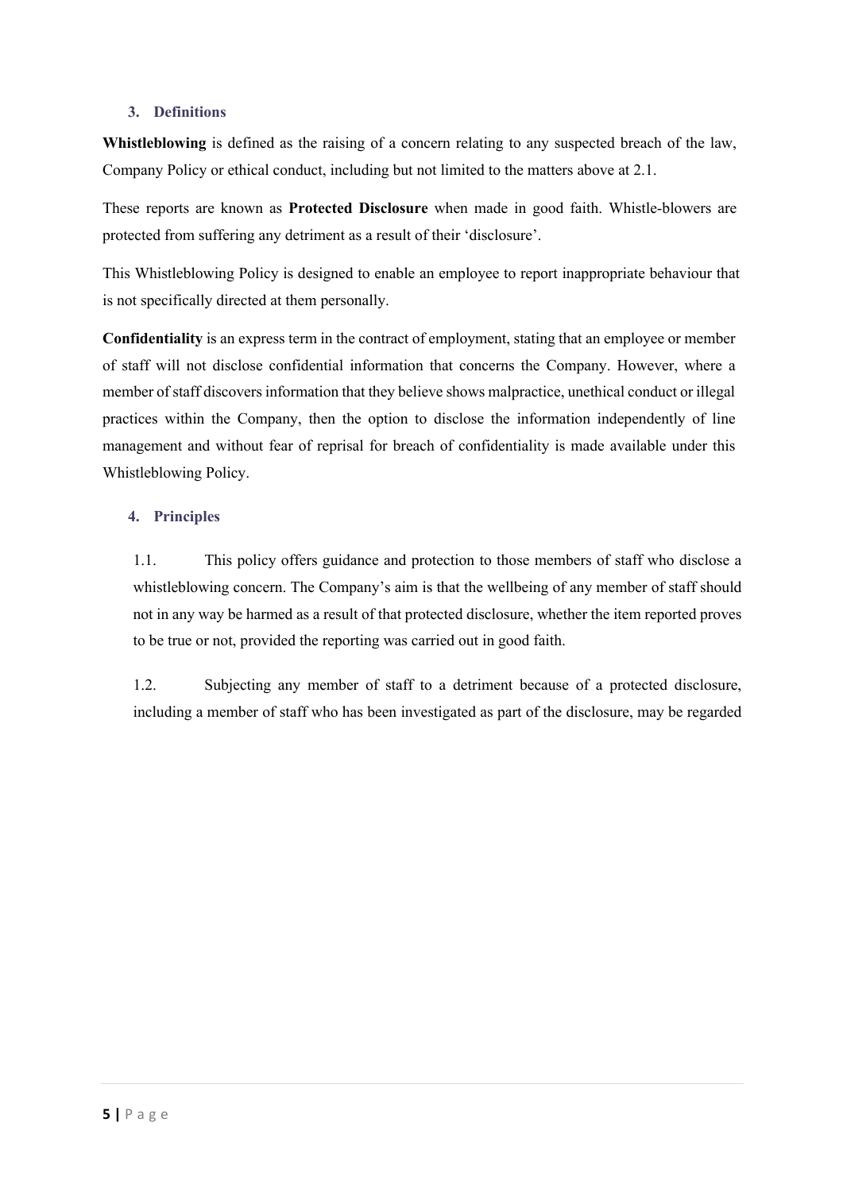## 3. Definitions

**Whistleblowing** is defined as the raising of a concern relating to any suspected breach of the law, Company Policy or ethical conduct, including but not limited to the matters above at 2.1.

These reports are known as **Protected Disclosure** when made in good faith. Whistle-blowers are protected from suffering any detriment as a result of their 'disclosure'.

This Whistleblowing Policy is designed to enable an employee to report inappropriate behaviour that is not specifically directed at them personally.

**Confidentiality** is an express term in the contract of employment, stating that an employee or member of staff will not disclose confidential information that concerns the Company. However, where a member of staff discovers information that they believe shows malpractice, unethical conduct or illegal practices within the Company, then the option to disclose the information independently of line management and without fear of reprisal for breach of confidentiality is made available under this Whistleblowing Policy.

## 4. Principles

1.1. This policy offers guidance and protection to those members of staff who disclose a whistleblowing concern. The Company's aim is that the wellbeing of any member of staff should not in any way be harmed as a result of that protected disclosure, whether the item reported proves to be true or not, provided the reporting was carried out in good faith.

1.2. Subjecting any member of staff to a detriment because of a protected disclosure, including a member of staff who has been investigated as part of the disclosure, may be regarded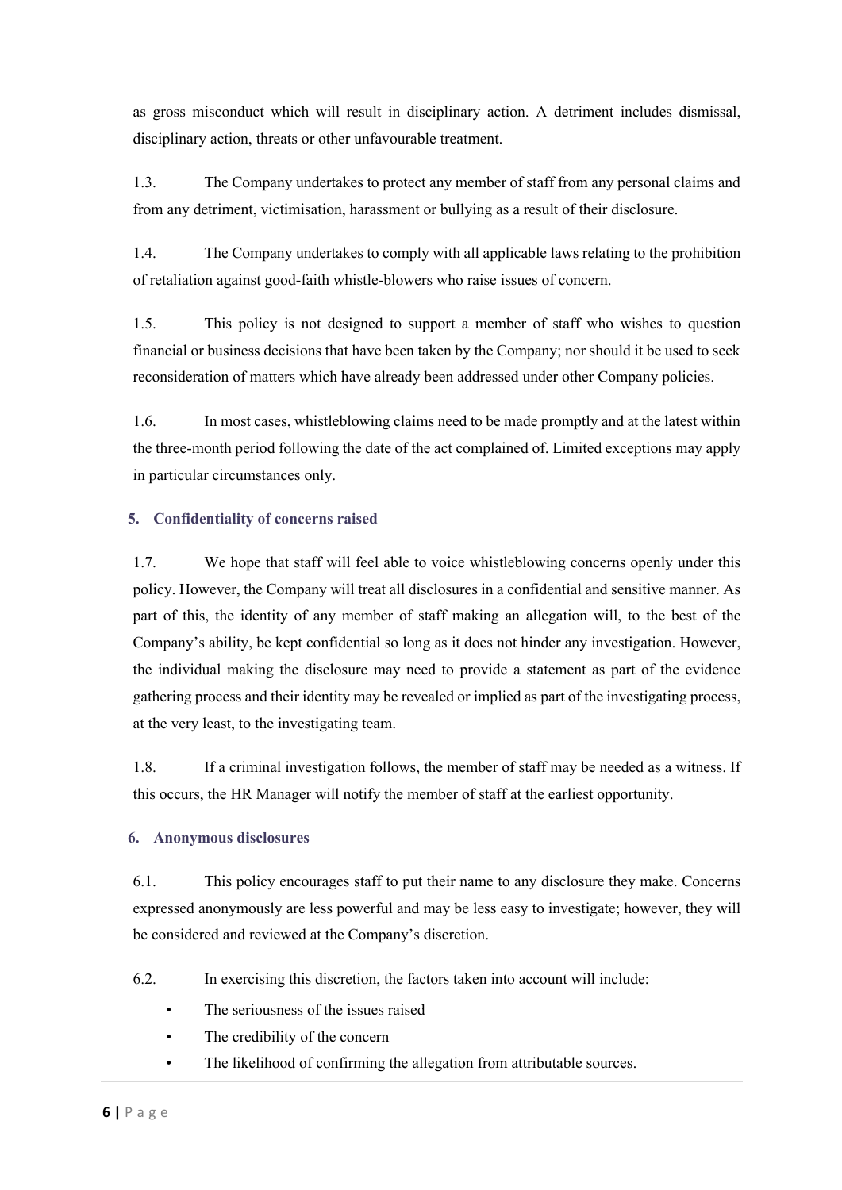as gross misconduct which will result in disciplinary action. A detriment includes dismissal, disciplinary action, threats or other unfavourable treatment.

1.3. The Company undertakes to protect any member of staff from any personal claims and from any detriment, victimisation, harassment or bullying as a result of their disclosure.

1.4. The Company undertakes to comply with all applicable laws relating to the prohibition of retaliation against good-faith whistle-blowers who raise issues of concern.

1.5. This policy is not designed to support a member of staff who wishes to question financial or business decisions that have been taken by the Company; nor should it be used to seek reconsideration of matters which have already been addressed under other Company policies.

1.6. In most cases, whistleblowing claims need to be made promptly and at the latest within the three-month period following the date of the act complained of. Limited exceptions may apply in particular circumstances only.

## 5. Confidentiality of concerns raised

1.7. We hope that staff will feel able to voice whistleblowing concerns openly under this policy. However, the Company will treat all disclosures in a confidential and sensitive manner. As part of this, the identity of any member of staff making an allegation will, to the best of the Company's ability, be kept confidential so long as it does not hinder any investigation. However, the individual making the disclosure may need to provide a statement as part of the evidence gathering process and their identity may be revealed or implied as part of the investigating process, at the very least, to the investigating team.

1.8. If a criminal investigation follows, the member of staff may be needed as a witness. If this occurs, the HR Manager will notify the member of staff at the earliest opportunity.

## 6. Anonymous disclosures

6.1. This policy encourages staff to put their name to any disclosure they make. Concerns expressed anonymously are less powerful and may be less easy to investigate; however, they will be considered and reviewed at the Company's discretion.

6.2. In exercising this discretion, the factors taken into account will include:

- The seriousness of the issues raised
- The credibility of the concern
- The likelihood of confirming the allegation from attributable sources.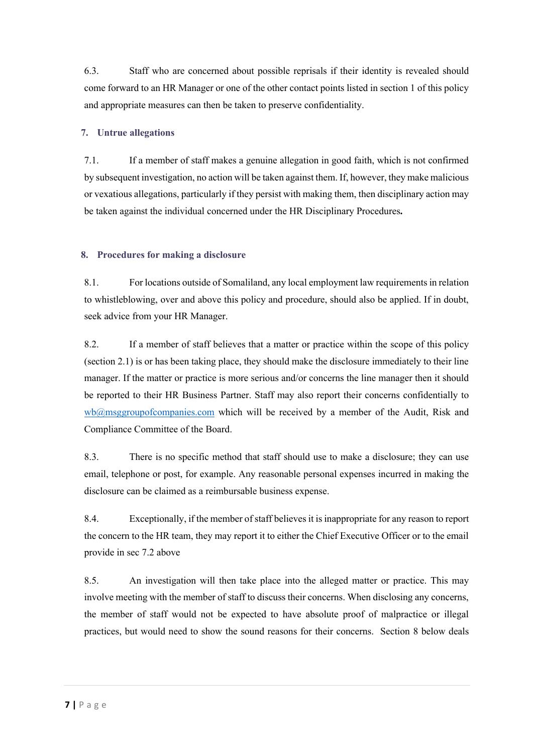6.3. Staff who are concerned about possible reprisals if their identity is revealed should come forward to an HR Manager or one of the other contact points listed in section 1 of this policy and appropriate measures can then be taken to preserve confidentiality.

## 7. Untrue allegations

7.1. If a member of staff makes a genuine allegation in good faith, which is not confirmed by subsequent investigation, no action will be taken against them. If, however, they make malicious or vexatious allegations, particularly if they persist with making them, then disciplinary action may be taken against the individual concerned under the HR Disciplinary Procedures**.**

## 8. Procedures for making a disclosure

8.1. For locations outside of Somaliland, any local employment law requirements in relation to whistleblowing, over and above this policy and procedure, should also be applied. If in doubt, seek advice from your HR Manager.

8.2. If a member of staff believes that a matter or practice within the scope of this policy (section 2.1) is or has been taking place, they should make the disclosure immediately to their line manager. If the matter or practice is more serious and/or concerns the line manager then it should be reported to their HR Business Partner. Staff may also report their concerns confidentially to wb@msggroupofcompanies.com which will be received by a member of the Audit, Risk and Compliance Committee of the Board.

8.3. There is no specific method that staff should use to make a disclosure; they can use email, telephone or post, for example. Any reasonable personal expenses incurred in making the disclosure can be claimed as a reimbursable business expense.

8.4. Exceptionally, if the member of staff believes it is inappropriate for any reason to report the concern to the HR team, they may report it to either the Chief Executive Officer or to the email provide in sec 7.2 above

8.5. An investigation will then take place into the alleged matter or practice. This may involve meeting with the member of staff to discuss their concerns. When disclosing any concerns, the member of staff would not be expected to have absolute proof of malpractice or illegal practices, but would need to show the sound reasons for their concerns. Section 8 below deals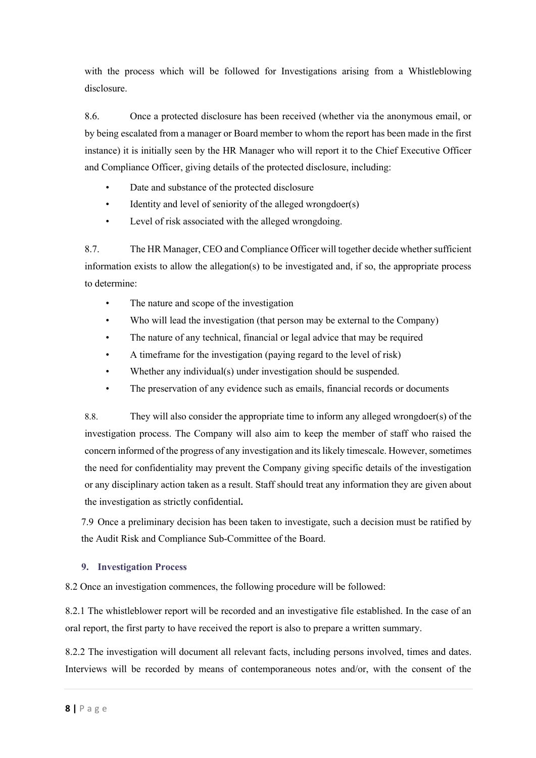with the process which will be followed for Investigations arising from a Whistleblowing disclosure.

8.6. Once a protected disclosure has been received (whether via the anonymous email, or by being escalated from a manager or Board member to whom the report has been made in the first instance) it is initially seen by the HR Manager who will report it to the Chief Executive Officer and Compliance Officer, giving details of the protected disclosure, including:

- Date and substance of the protected disclosure
- Identity and level of seniority of the alleged wrongdoer(s)
- Level of risk associated with the alleged wrongdoing.

8.7. The HR Manager, CEO and Compliance Officer will together decide whether sufficient information exists to allow the allegation(s) to be investigated and, if so, the appropriate process to determine:

- The nature and scope of the investigation
- Who will lead the investigation (that person may be external to the Company)
- The nature of any technical, financial or legal advice that may be required
- A timeframe for the investigation (paying regard to the level of risk)
- Whether any individual(s) under investigation should be suspended.
- The preservation of any evidence such as emails, financial records or documents

8.8. They will also consider the appropriate time to inform any alleged wrongdoer(s) of the investigation process. The Company will also aim to keep the member of staff who raised the concern informed of the progress of any investigation and its likely timescale. However, sometimes the need for confidentiality may prevent the Company giving specific details of the investigation or any disciplinary action taken as a result. Staff should treat any information they are given about the investigation as strictly confidential**.**

7.9 Once a preliminary decision has been taken to investigate, such a decision must be ratified by the Audit Risk and Compliance Sub-Committee of the Board.

## 9. Investigation Process

8.2 Once an investigation commences, the following procedure will be followed:

8.2.1 The whistleblower report will be recorded and an investigative file established. In the case of an oral report, the first party to have received the report is also to prepare a written summary.

8.2.2 The investigation will document all relevant facts, including persons involved, times and dates. Interviews will be recorded by means of contemporaneous notes and/or, with the consent of the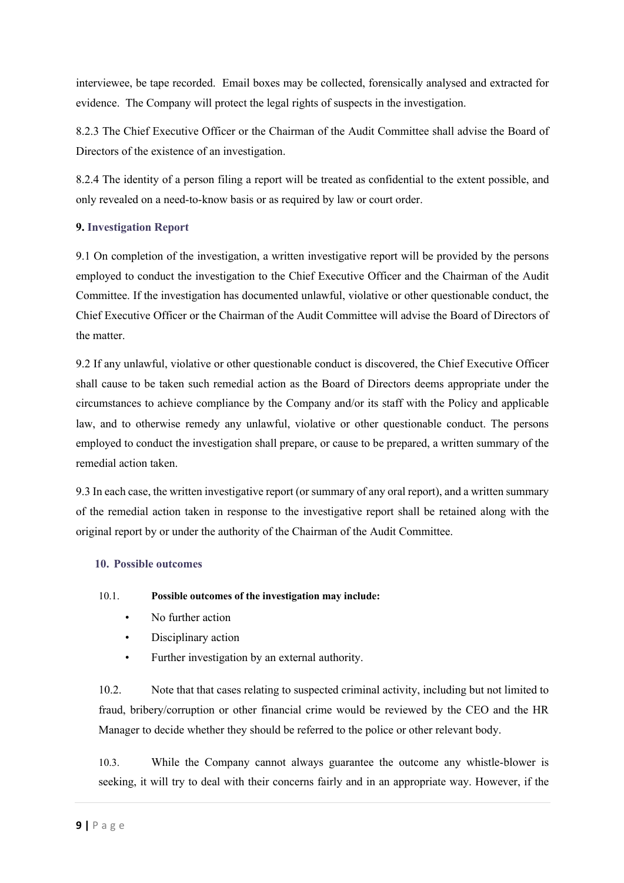interviewee, be tape recorded.  Email boxes may be collected, forensically analysed and extracted for evidence.  The Company will protect the legal rights of suspects in the investigation.

8.2.3 The Chief Executive Officer or the Chairman of the Audit Committee shall advise the Board of Directors of the existence of an investigation.

8.2.4 The identity of a person filing a report will be treated as confidential to the extent possible, and only revealed on a need-to-know basis or as required by law or court order.

## 9. Investigation Report

9.1 On completion of the investigation, a written investigative report will be provided by the persons employed to conduct the investigation to the Chief Executive Officer and the Chairman of the Audit Committee. If the investigation has documented unlawful, violative or other questionable conduct, the Chief Executive Officer or the Chairman of the Audit Committee will advise the Board of Directors of the matter.

9.2 If any unlawful, violative or other questionable conduct is discovered, the Chief Executive Officer shall cause to be taken such remedial action as the Board of Directors deems appropriate under the circumstances to achieve compliance by the Company and/or its staff with the Policy and applicable law, and to otherwise remedy any unlawful, violative or other questionable conduct. The persons employed to conduct the investigation shall prepare, or cause to be prepared, a written summary of the remedial action taken.

9.3 In each case, the written investigative report (or summary of any oral report), and a written summary of the remedial action taken in response to the investigative report shall be retained along with the original report by or under the authority of the Chairman of the Audit Committee.

## 10. Possible outcomes

10.1. **Possible outcomes of the investigation may include:**

- No further action
- Disciplinary action
- Further investigation by an external authority.

10.2. Note that that cases relating to suspected criminal activity, including but not limited to fraud, bribery/corruption or other financial crime would be reviewed by the CEO and the HR Manager to decide whether they should be referred to the police or other relevant body.

10.3. While the Company cannot always guarantee the outcome any whistle-blower is seeking, it will try to deal with their concerns fairly and in an appropriate way. However, if the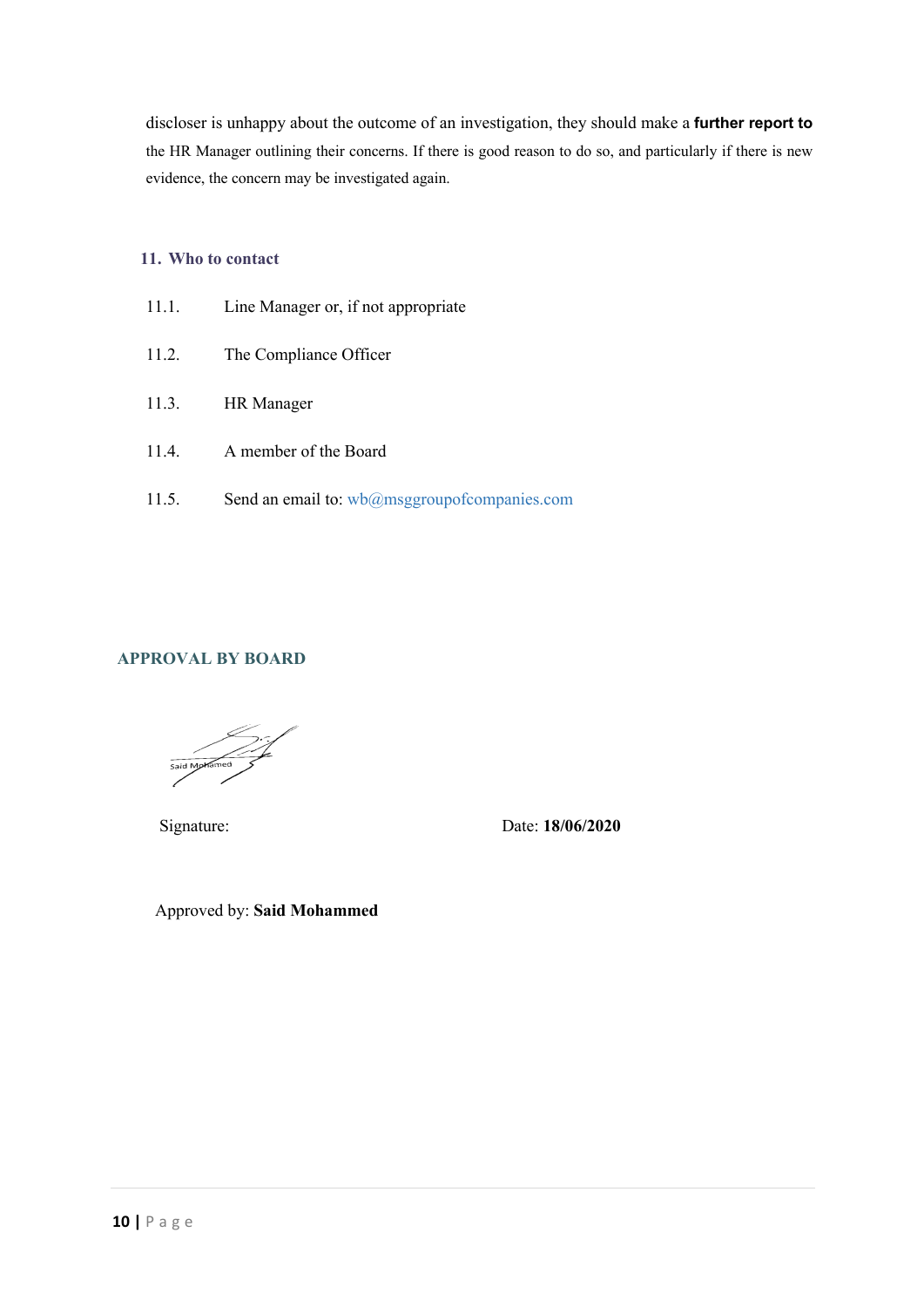discloser is unhappy about the outcome of an investigation, they should make a **further report to** the HR Manager outlining their concerns. If there is good reason to do so, and particularly if there is new evidence, the concern may be investigated again.

## 11. Who to contact

11.1. Line Manager or, if not appropriate

11.2. The Compliance Officer

11.3. HR Manager

11.4. A member of the Board

11.5. Send an email to: wb@msggroupofcompanies.com

## APPROVAL BY BOARD

Said Mohamed

Signature: Date: **18/06/2020**

Approved by: **Said Mohammed**